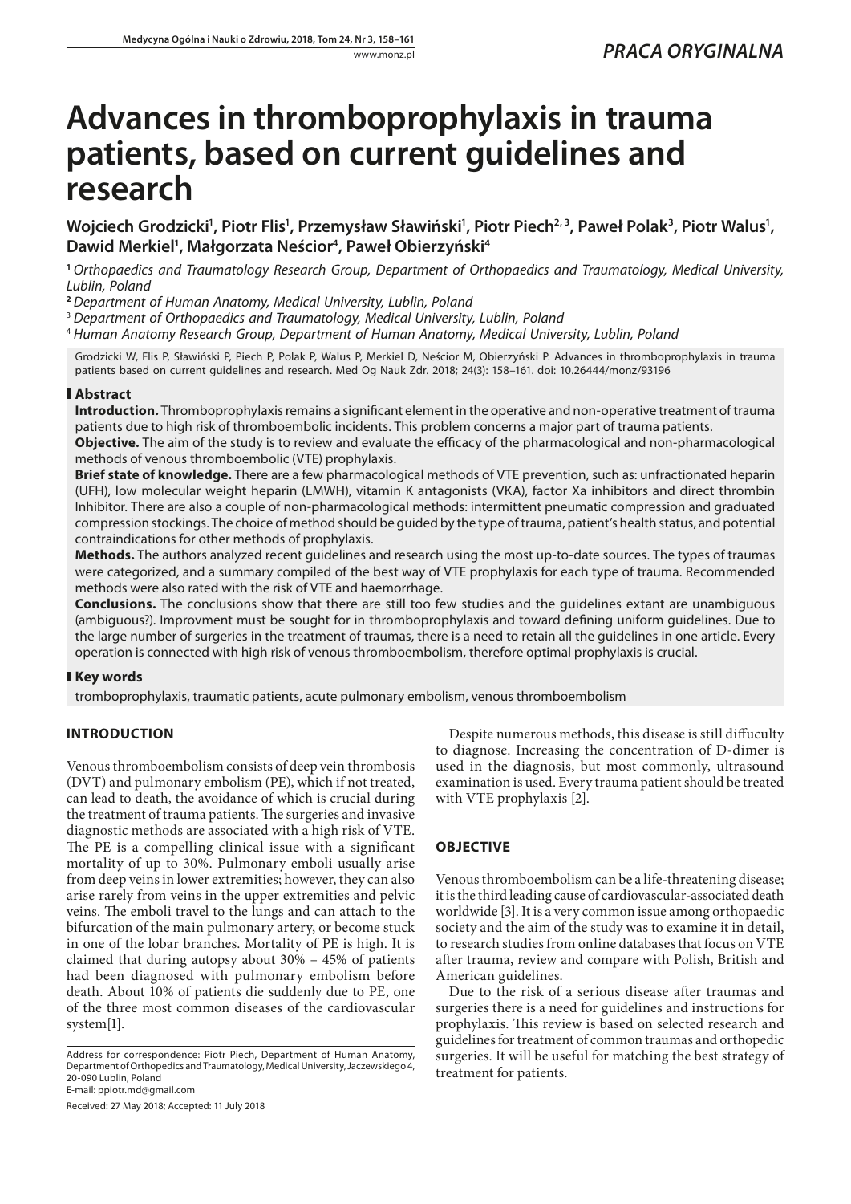*PRACA ORYGINALNA*

# Advances in thromboprophylaxis in trauma patients, based on current guidelines and research

**Wojciech Grodzicki[1], Piotr Flis[1], Przemysław Sławiński[1], Piotr Piech[2,3], Paweł Polak[3], Piotr Walus[1], Dawid Merkiel[1], Małgorzata Neścior[4], Paweł Obierzyński[4]**

[1] *Orthopaedics and Traumatology Research Group, Department of Orthopaedics and Traumatology, Medical University, Lublin, Poland*

[2] *Department of Human Anatomy, Medical University, Lublin, Poland*

[3] *Department of Orthopaedics and Traumatology, Medical University, Lublin, Poland*

[4] *Human Anatomy Research Group, Department of Human Anatomy, Medical University, Lublin, Poland*

Grodzicki W, Flis P, Sławiński P, Piech P, Polak P, Walus P, Merkiel D, Neścior M, Obierzyński P. Advances in thromboprophylaxis in trauma patients based on current guidelines and research. Med Og Nauk Zdr. 2018; 24(3): 158–161. doi: 10.26444/monz/93196

## Abstract

**Introduction.** Thromboprophylaxis remains a significant element in the operative and non-operative treatment of trauma patients due to high risk of thromboembolic incidents. This problem concerns a major part of trauma patients.

**Objective.** The aim of the study is to review and evaluate the efficacy of the pharmacological and non-pharmacological methods of venous thromboembolic (VTE) prophylaxis.

**Brief state of knowledge.** There are a few pharmacological methods of VTE prevention, such as: unfractionated heparin (UFH), low molecular weight heparin (LMWH), vitamin K antagonists (VKA), factor Xa inhibitors and direct thrombin Inhibitor. There are also a couple of non-pharmacological methods: intermittent pneumatic compression and graduated compression stockings. The choice of method should be guided by the type of trauma, patient's health status, and potential contraindications for other methods of prophylaxis.

**Methods.** The authors analyzed recent guidelines and research using the most up-to-date sources. The types of traumas were categorized, and a summary compiled of the best way of VTE prophylaxis for each type of trauma. Recommended methods were also rated with the risk of VTE and haemorrhage.

**Conclusions.** The conclusions show that there are still too few studies and the guidelines extant are unambiguous (ambiguous?). Improvment must be sought for in thromboprophylaxis and toward defining uniform guidelines. Due to the large number of surgeries in the treatment of traumas, there is a need to retain all the guidelines in one article. Every operation is connected with high risk of venous thromboembolism, therefore optimal prophylaxis is crucial.

## Key words

tromboprophylaxis, traumatic patients, acute pulmonary embolism, venous thromboembolism

## INTRODUCTION

Venous thromboembolism consists of deep vein thrombosis (DVT) and pulmonary embolism (PE), which if not treated, can lead to death, the avoidance of which is crucial during the treatment of trauma patients. The surgeries and invasive diagnostic methods are associated with a high risk of VTE. The PE is a compelling clinical issue with a significant mortality of up to 30%. Pulmonary emboli usually arise from deep veins in lower extremities; however, they can also arise rarely from veins in the upper extremities and pelvic veins. The emboli travel to the lungs and can attach to the bifurcation of the main pulmonary artery, or become stuck in one of the lobar branches. Mortality of PE is high. It is claimed that during autopsy about 30% – 45% of patients had been diagnosed with pulmonary embolism before death. About 10% of patients die suddenly due to PE, one of the three most common diseases of the cardiovascular system[1].

Address for correspondence: Piotr Piech, Department of Human Anatomy, Department of Orthopedics and Traumatology, Medical University, Jaczewskiego 4, 20-090 Lublin, Poland
E-mail: ppiotr.md@gmail.com

Received: 27 May 2018; Accepted: 11 July 2018

Despite numerous methods, this disease is still diffuculty to diagnose. Increasing the concentration of D-dimer is used in the diagnosis, but most commonly, ultrasound examination is used. Every trauma patient should be treated with VTE prophylaxis [2].

## OBJECTIVE

Venous thromboembolism can be a life-threatening disease; it is the third leading cause of cardiovascular-associated death worldwide [3]. It is a very common issue among orthopaedic society and the aim of the study was to examine it in detail, to research studies from online databases that focus on VTE after trauma, review and compare with Polish, British and American guidelines.

Due to the risk of a serious disease after traumas and surgeries there is a need for guidelines and instructions for prophylaxis. This review is based on selected research and guidelines for treatment of common traumas and orthopedic surgeries. It will be useful for matching the best strategy of treatment for patients.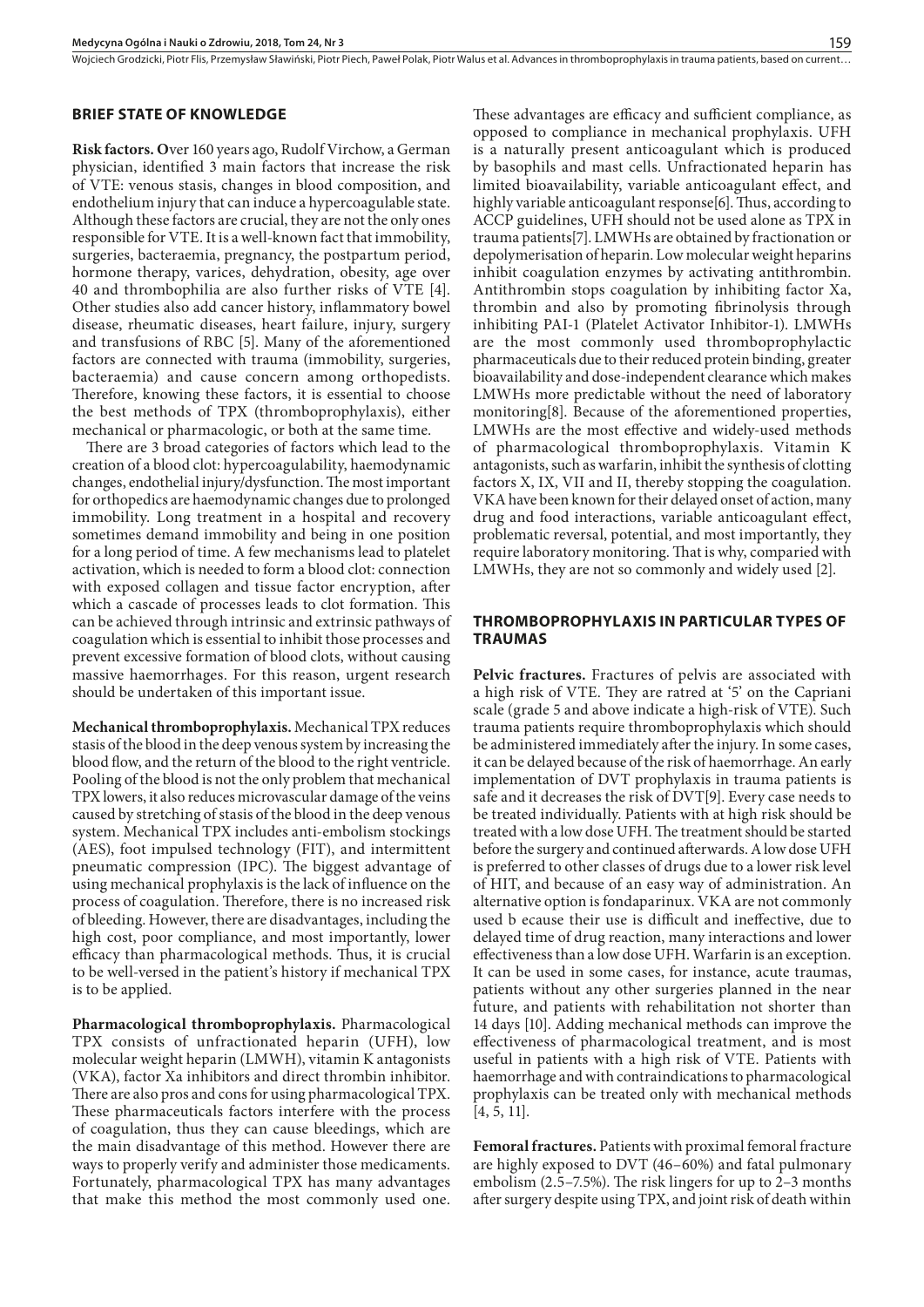## BRIEF STATE OF KNOWLEDGE

**Risk factors.** Over 160 years ago, Rudolf Virchow, a German physician, identified 3 main factors that increase the risk of VTE: venous stasis, changes in blood composition, and endothelium injury that can induce a hypercoagulable state. Although these factors are crucial, they are not the only ones responsible for VTE. It is a well-known fact that immobility, surgeries, bacteraemia, pregnancy, the postpartum period, hormone therapy, varices, dehydration, obesity, age over 40 and thrombophilia are also further risks of VTE [4]. Other studies also add cancer history, inflammatory bowel disease, rheumatic diseases, heart failure, injury, surgery and transfusions of RBC [5]. Many of the aforementioned factors are connected with trauma (immobility, surgeries, bacteraemia) and cause concern among orthopedists. Therefore, knowing these factors, it is essential to choose the best methods of TPX (thromboprophylaxis), either mechanical or pharmacologic, or both at the same time.

There are 3 broad categories of factors which lead to the creation of a blood clot: hypercoagulability, haemodynamic changes, endothelial injury/dysfunction. The most important for orthopedics are haemodynamic changes due to prolonged immobility. Long treatment in a hospital and recovery sometimes demand immobility and being in one position for a long period of time. A few mechanisms lead to platelet activation, which is needed to form a blood clot: connection with exposed collagen and tissue factor encryption, after which a cascade of processes leads to clot formation. This can be achieved through intrinsic and extrinsic pathways of coagulation which is essential to inhibit those processes and prevent excessive formation of blood clots, without causing massive haemorrhages. For this reason, urgent research should be undertaken of this important issue.

**Mechanical thromboprophylaxis.** Mechanical TPX reduces stasis of the blood in the deep venous system by increasing the blood flow, and the return of the blood to the right ventricle. Pooling of the blood is not the only problem that mechanical TPX lowers, it also reduces microvascular damage of the veins caused by stretching of stasis of the blood in the deep venous system. Mechanical TPX includes anti-embolism stockings (AES), foot impulsed technology (FIT), and intermittent pneumatic compression (IPC). The biggest advantage of using mechanical prophylaxis is the lack of influence on the process of coagulation. Therefore, there is no increased risk of bleeding. However, there are disadvantages, including the high cost, poor compliance, and most importantly, lower efficacy than pharmacological methods. Thus, it is crucial to be well-versed in the patient's history if mechanical TPX is to be applied.

**Pharmacological thromboprophylaxis.** Pharmacological TPX consists of unfractionated heparin (UFH), low molecular weight heparin (LMWH), vitamin K antagonists (VKA), factor Xa inhibitors and direct thrombin inhibitor. There are also pros and cons for using pharmacological TPX. These pharmaceuticals factors interfere with the process of coagulation, thus they can cause bleedings, which are the main disadvantage of this method. However there are ways to properly verify and administer those medicaments. Fortunately, pharmacological TPX has many advantages that make this method the most commonly used one. These advantages are efficacy and sufficient compliance, as opposed to compliance in mechanical prophylaxis. UFH is a naturally present anticoagulant which is produced by basophils and mast cells. Unfractionated heparin has limited bioavailability, variable anticoagulant effect, and highly variable anticoagulant response[6]. Thus, according to ACCP guidelines, UFH should not be used alone as TPX in trauma patients[7]. LMWHs are obtained by fractionation or depolymerisation of heparin. Low molecular weight heparins inhibit coagulation enzymes by activating antithrombin. Antithrombin stops coagulation by inhibiting factor Xa, thrombin and also by promoting fibrinolysis through inhibiting PAI-1 (Platelet Activator Inhibitor-1). LMWHs are the most commonly used thromboprophylactic pharmaceuticals due to their reduced protein binding, greater bioavailability and dose-independent clearance which makes LMWHs more predictable without the need of laboratory monitoring[8]. Because of the aforementioned properties, LMWHs are the most effective and widely-used methods of pharmacological thromboprophylaxis. Vitamin K antagonists, such as warfarin, inhibit the synthesis of clotting factors X, IX, VII and II, thereby stopping the coagulation. VKA have been known for their delayed onset of action, many drug and food interactions, variable anticoagulant effect, problematic reversal, potential, and most importantly, they require laboratory monitoring. That is why, comparied with LMWHs, they are not so commonly and widely used [2].

## THROMBOPROPHYLAXIS IN PARTICULAR TYPES OF TRAUMAS

**Pelvic fractures.** Fractures of pelvis are associated with a high risk of VTE. They are ratred at '5' on the Capriani scale (grade 5 and above indicate a high-risk of VTE). Such trauma patients require thromboprophylaxis which should be administered immediately after the injury. In some cases, it can be delayed because of the risk of haemorrhage. An early implementation of DVT prophylaxis in trauma patients is safe and it decreases the risk of DVT[9]. Every case needs to be treated individually. Patients with at high risk should be treated with a low dose UFH. The treatment should be started before the surgery and continued afterwards. A low dose UFH is preferred to other classes of drugs due to a lower risk level of HIT, and because of an easy way of administration. An alternative option is fondaparinux. VKA are not commonly used b ecause their use is difficult and ineffective, due to delayed time of drug reaction, many interactions and lower effectiveness than a low dose UFH. Warfarin is an exception. It can be used in some cases, for instance, acute traumas, patients without any other surgeries planned in the near future, and patients with rehabilitation not shorter than 14 days [10]. Adding mechanical methods can improve the effectiveness of pharmacological treatment, and is most useful in patients with a high risk of VTE. Patients with haemorrhage and with contraindications to pharmacological prophylaxis can be treated only with mechanical methods [4, 5, 11].

**Femoral fractures.** Patients with proximal femoral fracture are highly exposed to DVT (46–60%) and fatal pulmonary embolism (2.5–7.5%). The risk lingers for up to 2–3 months after surgery despite using TPX, and joint risk of death within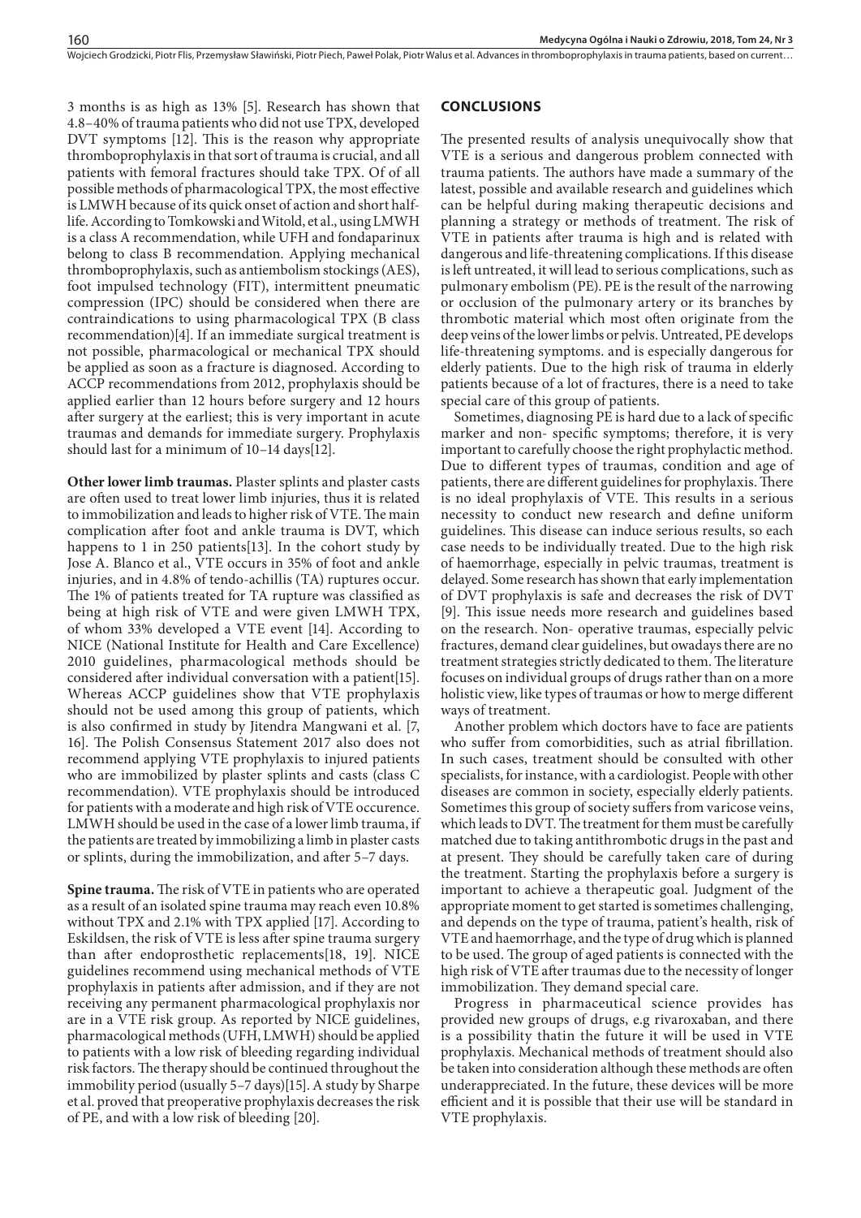3 months is as high as 13% [5]. Research has shown that 4.8–40% of trauma patients who did not use TPX, developed DVT symptoms [12]. This is the reason why appropriate thromboprophylaxis in that sort of trauma is crucial, and all patients with femoral fractures should take TPX. Of of all possible methods of pharmacological TPX, the most effective is LMWH because of its quick onset of action and short half-life. According to Tomkowski and Witold, et al., using LMWH is a class A recommendation, while UFH and fondaparinux belong to class B recommendation. Applying mechanical thromboprophylaxis, such as antiembolism stockings (AES), foot impulsed technology (FIT), intermittent pneumatic compression (IPC) should be considered when there are contraindications to using pharmacological TPX (B class recommendation)[4]. If an immediate surgical treatment is not possible, pharmacological or mechanical TPX should be applied as soon as a fracture is diagnosed. According to ACCP recommendations from 2012, prophylaxis should be applied earlier than 12 hours before surgery and 12 hours after surgery at the earliest; this is very important in acute traumas and demands for immediate surgery. Prophylaxis should last for a minimum of 10–14 days[12].

**Other lower limb traumas.** Plaster splints and plaster casts are often used to treat lower limb injuries, thus it is related to immobilization and leads to higher risk of VTE. The main complication after foot and ankle trauma is DVT, which happens to 1 in 250 patients[13]. In the cohort study by Jose A. Blanco et al., VTE occurs in 35% of foot and ankle injuries, and in 4.8% of tendo-achillis (TA) ruptures occur. The 1% of patients treated for TA rupture was classified as being at high risk of VTE and were given LMWH TPX, of whom 33% developed a VTE event [14]. According to NICE (National Institute for Health and Care Excellence) 2010 guidelines, pharmacological methods should be considered after individual conversation with a patient[15]. Whereas ACCP guidelines show that VTE prophylaxis should not be used among this group of patients, which is also confirmed in study by Jitendra Mangwani et al. [7, 16]. The Polish Consensus Statement 2017 also does not recommend applying VTE prophylaxis to injured patients who are immobilized by plaster splints and casts (class C recommendation). VTE prophylaxis should be introduced for patients with a moderate and high risk of VTE occurence. LMWH should be used in the case of a lower limb trauma, if the patients are treated by immobilizing a limb in plaster casts or splints, during the immobilization, and after 5–7 days.

**Spine trauma.** The risk of VTE in patients who are operated as a result of an isolated spine trauma may reach even 10.8% without TPX and 2.1% with TPX applied [17]. According to Eskildsen, the risk of VTE is less after spine trauma surgery than after endoprosthetic replacements[18, 19]. NICE guidelines recommend using mechanical methods of VTE prophylaxis in patients after admission, and if they are not receiving any permanent pharmacological prophylaxis nor are in a VTE risk group. As reported by NICE guidelines, pharmacological methods (UFH, LMWH) should be applied to patients with a low risk of bleeding regarding individual risk factors. The therapy should be continued throughout the immobility period (usually 5–7 days)[15]. A study by Sharpe et al. proved that preoperative prophylaxis decreases the risk of PE, and with a low risk of bleeding [20].

## CONCLUSIONS

The presented results of analysis unequivocally show that VTE is a serious and dangerous problem connected with trauma patients. The authors have made a summary of the latest, possible and available research and guidelines which can be helpful during making therapeutic decisions and planning a strategy or methods of treatment. The risk of VTE in patients after trauma is high and is related with dangerous and life-threatening complications. If this disease is left untreated, it will lead to serious complications, such as pulmonary embolism (PE). PE is the result of the narrowing or occlusion of the pulmonary artery or its branches by thrombotic material which most often originate from the deep veins of the lower limbs or pelvis. Untreated, PE develops life-threatening symptoms. and is especially dangerous for elderly patients. Due to the high risk of trauma in elderly patients because of a lot of fractures, there is a need to take special care of this group of patients.

Sometimes, diagnosing PE is hard due to a lack of specific marker and non- specific symptoms; therefore, it is very important to carefully choose the right prophylactic method. Due to different types of traumas, condition and age of patients, there are different guidelines for prophylaxis. There is no ideal prophylaxis of VTE. This results in a serious necessity to conduct new research and define uniform guidelines. This disease can induce serious results, so each case needs to be individually treated. Due to the high risk of haemorrhage, especially in pelvic traumas, treatment is delayed. Some research has shown that early implementation of DVT prophylaxis is safe and decreases the risk of DVT [9]. This issue needs more research and guidelines based on the research. Non- operative traumas, especially pelvic fractures, demand clear guidelines, but owadays there are no treatment strategies strictly dedicated to them. The literature focuses on individual groups of drugs rather than on a more holistic view, like types of traumas or how to merge different ways of treatment.

Another problem which doctors have to face are patients who suffer from comorbidities, such as atrial fibrillation. In such cases, treatment should be consulted with other specialists, for instance, with a cardiologist. People with other diseases are common in society, especially elderly patients. Sometimes this group of society suffers from varicose veins, which leads to DVT. The treatment for them must be carefully matched due to taking antithrombotic drugs in the past and at present. They should be carefully taken care of during the treatment. Starting the prophylaxis before a surgery is important to achieve a therapeutic goal. Judgment of the appropriate moment to get started is sometimes challenging, and depends on the type of trauma, patient's health, risk of VTE and haemorrhage, and the type of drug which is planned to be used. The group of aged patients is connected with the high risk of VTE after traumas due to the necessity of longer immobilization. They demand special care.

Progress in pharmaceutical science provides has provided new groups of drugs, e.g rivaroxaban, and there is a possibility thatin the future it will be used in VTE prophylaxis. Mechanical methods of treatment should also be taken into consideration although these methods are often underappreciated. In the future, these devices will be more efficient and it is possible that their use will be standard in VTE prophylaxis.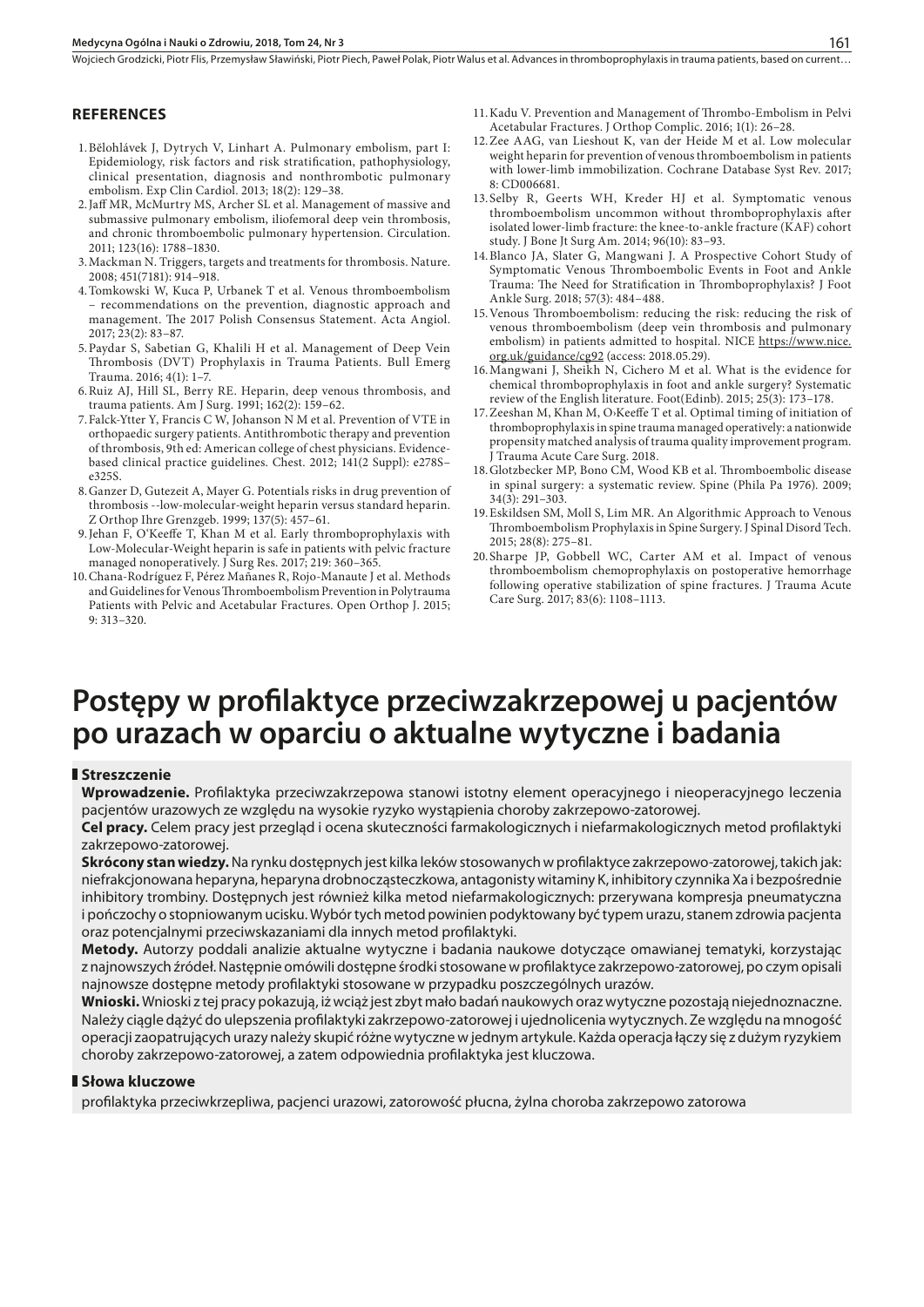## REFERENCES

1. Bělohlávek J, Dytrych V, Linhart A. Pulmonary embolism, part I: Epidemiology, risk factors and risk stratification, pathophysiology, clinical presentation, diagnosis and nonthrombotic pulmonary embolism. Exp Clin Cardiol. 2013; 18(2): 129–38.
2. Jaff MR, McMurtry MS, Archer SL et al. Management of massive and submassive pulmonary embolism, iliofemoral deep vein thrombosis, and chronic thromboembolic pulmonary hypertension. Circulation. 2011; 123(16): 1788–1830.
3. Mackman N. Triggers, targets and treatments for thrombosis. Nature. 2008; 451(7181): 914–918.
4. Tomkowski W, Kuca P, Urbanek T et al. Venous thromboembolism – recommendations on the prevention, diagnostic approach and management. The 2017 Polish Consensus Statement. Acta Angiol. 2017; 23(2): 83–87.
5. Paydar S, Sabetian G, Khalili H et al. Management of Deep Vein Thrombosis (DVT) Prophylaxis in Trauma Patients. Bull Emerg Trauma. 2016; 4(1): 1–7.
6. Ruiz AJ, Hill SL, Berry RE. Heparin, deep venous thrombosis, and trauma patients. Am J Surg. 1991; 162(2): 159–62.
7. Falck-Ytter Y, Francis C W, Johanson N M et al. Prevention of VTE in orthopaedic surgery patients. Antithrombotic therapy and prevention of thrombosis, 9th ed: American college of chest physicians. Evidence-based clinical practice guidelines. Chest. 2012; 141(2 Suppl): e278S–e325S.
8. Ganzer D, Gutezeit A, Mayer G. Potentials risks in drug prevention of thrombosis --low-molecular-weight heparin versus standard heparin. Z Orthop Ihre Grenzgeb. 1999; 137(5): 457–61.
9. Jehan F, O'Keeffe T, Khan M et al. Early thromboprophylaxis with Low-Molecular-Weight heparin is safe in patients with pelvic fracture managed nonoperatively. J Surg Res. 2017; 219: 360–365.
10. Chana-Rodríguez F, Pérez Mañanes R, Rojo-Manaute J et al. Methods and Guidelines for Venous Thromboembolism Prevention in Polytrauma Patients with Pelvic and Acetabular Fractures. Open Orthop J. 2015; 9: 313–320.
11. Kadu V. Prevention and Management of Thrombo-Embolism in Pelvi Acetabular Fractures. J Orthop Complic. 2016; 1(1): 26–28.
12. Zee AAG, van Lieshout K, van der Heide M et al. Low molecular weight heparin for prevention of venous thromboembolism in patients with lower-limb immobilization. Cochrane Database Syst Rev. 2017; 8: CD006681.
13. Selby R, Geerts WH, Kreder HJ et al. Symptomatic venous thromboembolism uncommon without thromboprophylaxis after isolated lower-limb fracture: the knee-to-ankle fracture (KAF) cohort study. J Bone Jt Surg Am. 2014; 96(10): 83–93.
14. Blanco JA, Slater G, Mangwani J. A Prospective Cohort Study of Symptomatic Venous Thromboembolic Events in Foot and Ankle Trauma: The Need for Stratification in Thromboprophylaxis? J Foot Ankle Surg. 2018; 57(3): 484–488.
15. Venous Thromboembolism: reducing the risk: reducing the risk of venous thromboembolism (deep vein thrombosis and pulmonary embolism) in patients admitted to hospital. NICE https://www.nice.org.uk/guidance/cg92 (access: 2018.05.29).
16. Mangwani J, Sheikh N, Cichero M et al. What is the evidence for chemical thromboprophylaxis in foot and ankle surgery? Systematic review of the English literature. Foot(Edinb). 2015; 25(3): 173–178.
17. Zeeshan M, Khan M, O›Keeffe T et al. Optimal timing of initiation of thromboprophylaxis in spine trauma managed operatively: a nationwide propensity matched analysis of trauma quality improvement program. J Trauma Acute Care Surg. 2018.
18. Glotzbecker MP, Bono CM, Wood KB et al. Thromboembolic disease in spinal surgery: a systematic review. Spine (Phila Pa 1976). 2009; 34(3): 291–303.
19. Eskildsen SM, Moll S, Lim MR. An Algorithmic Approach to Venous Thromboembolism Prophylaxis in Spine Surgery. J Spinal Disord Tech. 2015; 28(8): 275–81.
20. Sharpe JP, Gobbell WC, Carter AM et al. Impact of venous thromboembolism chemoprophylaxis on postoperative hemorrhage following operative stabilization of spine fractures. J Trauma Acute Care Surg. 2017; 83(6): 1108–1113.

# Postępy w profilaktyce przeciwzakrzepowej u pacjentów po urazach w oparciu o aktualne wytyczne i badania

## Streszczenie

**Wprowadzenie.** Profilaktyka przeciwzakrzepowa stanowi istotny element operacyjnego i nieoperacyjnego leczenia pacjentów urazowych ze względu na wysokie ryzyko wystąpienia choroby zakrzepowo-zatorowej.

**Cel pracy.** Celem pracy jest przegląd i ocena skuteczności farmakologicznych i niefarmakologicznych metod profilaktyki zakrzepowo-zatorowej.

**Skrócony stan wiedzy.** Na rynku dostępnych jest kilka leków stosowanych w profilaktyce zakrzepowo-zatorowej, takich jak: niefrakcjonowana heparyna, heparyna drobnocząsteczkowa, antagonisty witaminy K, inhibitory czynnika Xa i bezpośrednie inhibitory trombiny. Dostępnych jest również kilka metod niefarmakologicznych: przerywana kompresja pneumatyczna i pończochy o stopniowanym ucisku. Wybór tych metod powinien podyktowany być typem urazu, stanem zdrowia pacjenta oraz potencjalnymi przeciwskazaniami dla innych metod profilaktyki.

**Metody.** Autorzy poddali analizie aktualne wytyczne i badania naukowe dotyczące omawianej tematyki, korzystając z najnowszych źródeł. Następnie omówili dostępne środki stosowane w profilaktyce zakrzepowo-zatorowej, po czym opisali najnowsze dostępne metody profilaktyki stosowane w przypadku poszczególnych urazów.

**Wnioski.** Wnioski z tej pracy pokazują, iż wciąż jest zbyt mało badań naukowych oraz wytyczne pozostają niejednoznaczne. Należy ciągle dążyć do ulepszenia profilaktyki zakrzepowo-zatorowej i ujednolicenia wytycznych. Ze względu na mnogość operacji zaopatrujących urazy należy skupić różne wytyczne w jednym artykule. Każda operacja łączy się z dużym ryzykiem choroby zakrzepowo-zatorowej, a zatem odpowiednia profilaktyka jest kluczowa.

## Słowa kluczowe

profilaktyka przeciwkrzepliwa, pacjenci urazowi, zatorowość płucna, żylna choroba zakrzepowo zatorowa